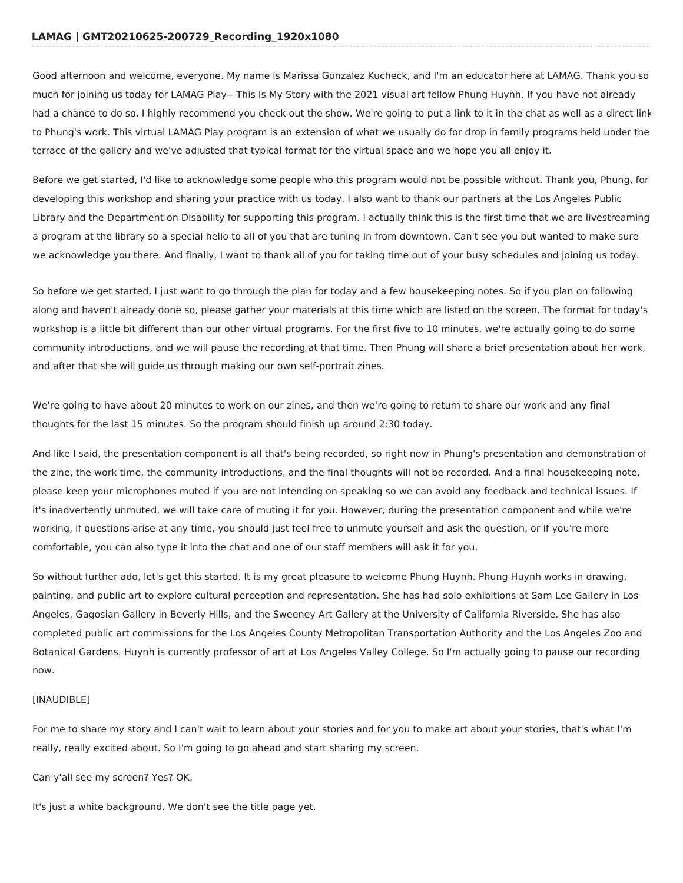# LAMAG | GMT20210625-200729_Recording_1920x1080

Good afternoon and welcome, everyone. My name is Marissa Gonzalez Kucheck, and I'm an educator here at LAMAG. Thank you so much for joining us today for LAMAG Play-- This Is My Story with the 2021 visual art fellow Phung Huynh. If you have not already had a chance to do so, I highly recommend you check out the show. We're going to put a link to it in the chat as well as a direct link to Phung's work. This virtual LAMAG Play program is an extension of what we usually do for drop in family programs held under the terrace of the gallery and we've adjusted that typical format for the virtual space and we hope you all enjoy it.

Before we get started, I'd like to acknowledge some people who this program would not be possible without. Thank you, Phung, for developing this workshop and sharing your practice with us today. I also want to thank our partners at the Los Angeles Public Library and the Department on Disability for supporting this program. I actually think this is the first time that we are livestreaming a program at the library so a special hello to all of you that are tuning in from downtown. Can't see you but wanted to make sure we acknowledge you there. And finally, I want to thank all of you for taking time out of your busy schedules and joining us today.

So before we get started, I just want to go through the plan for today and a few housekeeping notes. So if you plan on following along and haven't already done so, please gather your materials at this time which are listed on the screen. The format for today's workshop is a little bit different than our other virtual programs. For the first five to 10 minutes, we're actually going to do some community introductions, and we will pause the recording at that time. Then Phung will share a brief presentation about her work, and after that she will guide us through making our own self-portrait zines.

We're going to have about 20 minutes to work on our zines, and then we're going to return to share our work and any final thoughts for the last 15 minutes. So the program should finish up around 2:30 today.

And like I said, the presentation component is all that's being recorded, so right now in Phung's presentation and demonstration of the zine, the work time, the community introductions, and the final thoughts will not be recorded. And a final housekeeping note, please keep your microphones muted if you are not intending on speaking so we can avoid any feedback and technical issues. If it's inadvertently unmuted, we will take care of muting it for you. However, during the presentation component and while we're working, if questions arise at any time, you should just feel free to unmute yourself and ask the question, or if you're more comfortable, you can also type it into the chat and one of our staff members will ask it for you.

So without further ado, let's get this started. It is my great pleasure to welcome Phung Huynh. Phung Huynh works in drawing, painting, and public art to explore cultural perception and representation. She has had solo exhibitions at Sam Lee Gallery in Los Angeles, Gagosian Gallery in Beverly Hills, and the Sweeney Art Gallery at the University of California Riverside. She has also completed public art commissions for the Los Angeles County Metropolitan Transportation Authority and the Los Angeles Zoo and Botanical Gardens. Huynh is currently professor of art at Los Angeles Valley College. So I'm actually going to pause our recording now.

[INAUDIBLE]

For me to share my story and I can't wait to learn about your stories and for you to make art about your stories, that's what I'm really, really excited about. So I'm going to go ahead and start sharing my screen.

Can y'all see my screen? Yes? OK.

It's just a white background. We don't see the title page yet.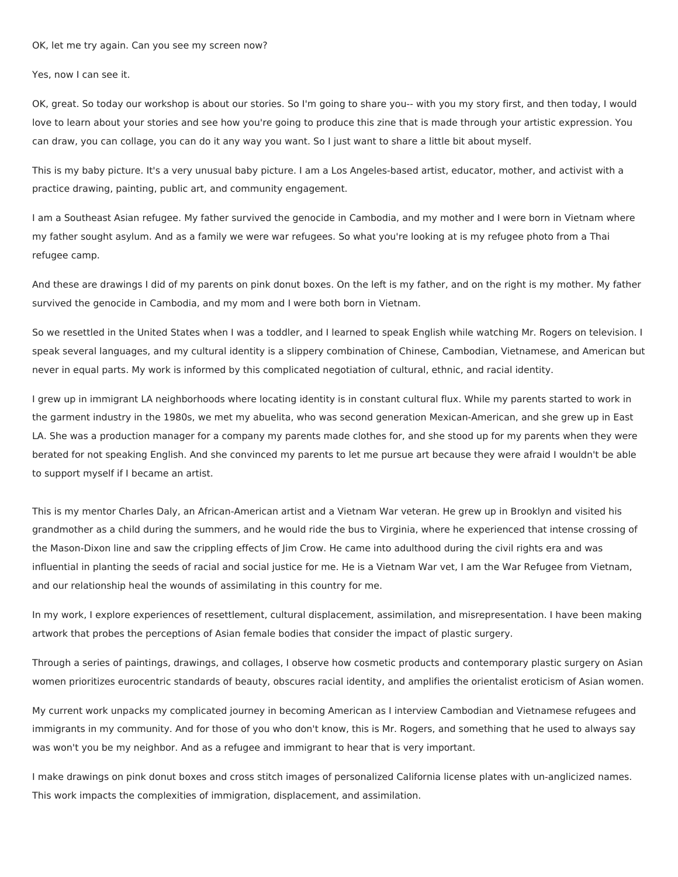OK, let me try again. Can you see my screen now?

Yes, now I can see it.

OK, great. So today our workshop is about our stories. So I'm going to share you-- with you my story first, and then today, I would love to learn about your stories and see how you're going to produce this zine that is made through your artistic expression. You can draw, you can collage, you can do it any way you want. So I just want to share a little bit about myself.

This is my baby picture. It's a very unusual baby picture. I am a Los Angeles-based artist, educator, mother, and activist with a practice drawing, painting, public art, and community engagement.

I am a Southeast Asian refugee. My father survived the genocide in Cambodia, and my mother and I were born in Vietnam where my father sought asylum. And as a family we were war refugees. So what you're looking at is my refugee photo from a Thai refugee camp.

And these are drawings I did of my parents on pink donut boxes. On the left is my father, and on the right is my mother. My father survived the genocide in Cambodia, and my mom and I were both born in Vietnam.

So we resettled in the United States when I was a toddler, and I learned to speak English while watching Mr. Rogers on television. I speak several languages, and my cultural identity is a slippery combination of Chinese, Cambodian, Vietnamese, and American but never in equal parts. My work is informed by this complicated negotiation of cultural, ethnic, and racial identity.

I grew up in immigrant LA neighborhoods where locating identity is in constant cultural flux. While my parents started to work in the garment industry in the 1980s, we met my abuelita, who was second generation Mexican-American, and she grew up in East LA. She was a production manager for a company my parents made clothes for, and she stood up for my parents when they were berated for not speaking English. And she convinced my parents to let me pursue art because they were afraid I wouldn't be able to support myself if I became an artist.

This is my mentor Charles Daly, an African-American artist and a Vietnam War veteran. He grew up in Brooklyn and visited his grandmother as a child during the summers, and he would ride the bus to Virginia, where he experienced that intense crossing of the Mason-Dixon line and saw the crippling effects of Jim Crow. He came into adulthood during the civil rights era and was influential in planting the seeds of racial and social justice for me. He is a Vietnam War vet, I am the War Refugee from Vietnam, and our relationship heal the wounds of assimilating in this country for me.

In my work, I explore experiences of resettlement, cultural displacement, assimilation, and misrepresentation. I have been making artwork that probes the perceptions of Asian female bodies that consider the impact of plastic surgery.

Through a series of paintings, drawings, and collages, I observe how cosmetic products and contemporary plastic surgery on Asian women prioritizes eurocentric standards of beauty, obscures racial identity, and amplifies the orientalist eroticism of Asian women.

My current work unpacks my complicated journey in becoming American as I interview Cambodian and Vietnamese refugees and immigrants in my community. And for those of you who don't know, this is Mr. Rogers, and something that he used to always say was won't you be my neighbor. And as a refugee and immigrant to hear that is very important.

I make drawings on pink donut boxes and cross stitch images of personalized California license plates with un-anglicized names. This work impacts the complexities of immigration, displacement, and assimilation.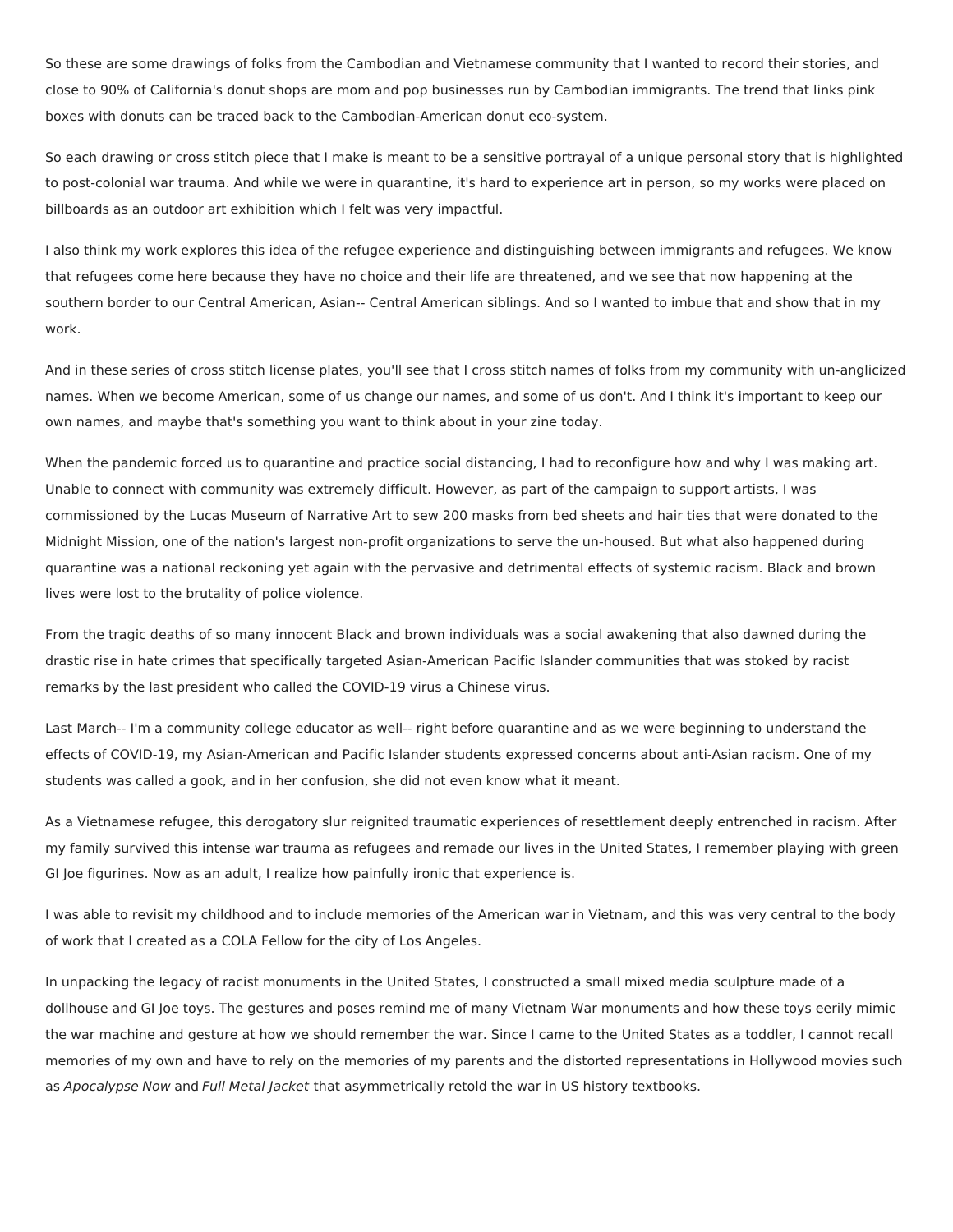So these are some drawings of folks from the Cambodian and Vietnamese community that I wanted to record their stories, and close to 90% of California's donut shops are mom and pop businesses run by Cambodian immigrants. The trend that links pink boxes with donuts can be traced back to the Cambodian-American donut eco-system.

So each drawing or cross stitch piece that I make is meant to be a sensitive portrayal of a unique personal story that is highlighted to post-colonial war trauma. And while we were in quarantine, it's hard to experience art in person, so my works were placed on billboards as an outdoor art exhibition which I felt was very impactful.

I also think my work explores this idea of the refugee experience and distinguishing between immigrants and refugees. We know that refugees come here because they have no choice and their life are threatened, and we see that now happening at the southern border to our Central American, Asian-- Central American siblings. And so I wanted to imbue that and show that in my work.

And in these series of cross stitch license plates, you'll see that I cross stitch names of folks from my community with un-anglicized names. When we become American, some of us change our names, and some of us don't. And I think it's important to keep our own names, and maybe that's something you want to think about in your zine today.

When the pandemic forced us to quarantine and practice social distancing, I had to reconfigure how and why I was making art. Unable to connect with community was extremely difficult. However, as part of the campaign to support artists, I was commissioned by the Lucas Museum of Narrative Art to sew 200 masks from bed sheets and hair ties that were donated to the Midnight Mission, one of the nation's largest non-profit organizations to serve the un-housed. But what also happened during quarantine was a national reckoning yet again with the pervasive and detrimental effects of systemic racism. Black and brown lives were lost to the brutality of police violence.

From the tragic deaths of so many innocent Black and brown individuals was a social awakening that also dawned during the drastic rise in hate crimes that specifically targeted Asian-American Pacific Islander communities that was stoked by racist remarks by the last president who called the COVID-19 virus a Chinese virus.

Last March-- I'm a community college educator as well-- right before quarantine and as we were beginning to understand the effects of COVID-19, my Asian-American and Pacific Islander students expressed concerns about anti-Asian racism. One of my students was called a gook, and in her confusion, she did not even know what it meant.

As a Vietnamese refugee, this derogatory slur reignited traumatic experiences of resettlement deeply entrenched in racism. After my family survived this intense war trauma as refugees and remade our lives in the United States, I remember playing with green GI Joe figurines. Now as an adult, I realize how painfully ironic that experience is.

I was able to revisit my childhood and to include memories of the American war in Vietnam, and this was very central to the body of work that I created as a COLA Fellow for the city of Los Angeles.

In unpacking the legacy of racist monuments in the United States, I constructed a small mixed media sculpture made of a dollhouse and GI Joe toys. The gestures and poses remind me of many Vietnam War monuments and how these toys eerily mimic the war machine and gesture at how we should remember the war. Since I came to the United States as a toddler, I cannot recall memories of my own and have to rely on the memories of my parents and the distorted representations in Hollywood movies such as *Apocalypse Now* and *Full Metal Jacket* that asymmetrically retold the war in US history textbooks.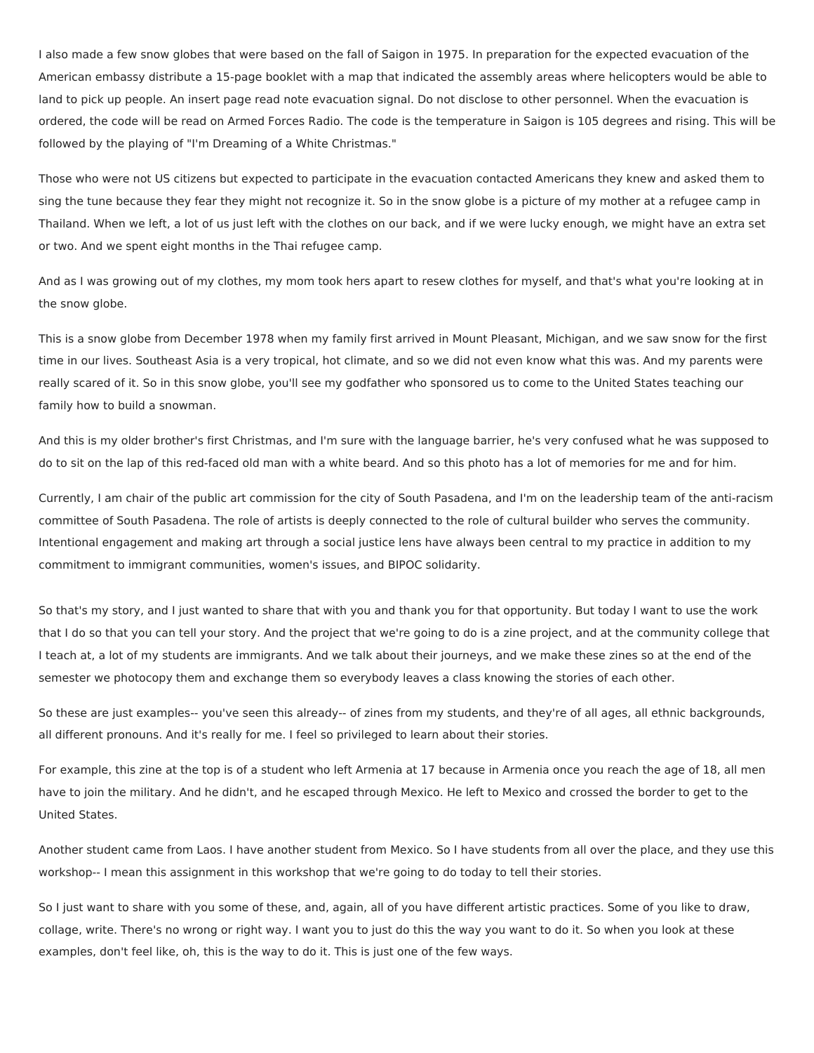I also made a few snow globes that were based on the fall of Saigon in 1975. In preparation for the expected evacuation of the American embassy distribute a 15-page booklet with a map that indicated the assembly areas where helicopters would be able to land to pick up people. An insert page read note evacuation signal. Do not disclose to other personnel. When the evacuation is ordered, the code will be read on Armed Forces Radio. The code is the temperature in Saigon is 105 degrees and rising. This will be followed by the playing of "I'm Dreaming of a White Christmas."

Those who were not US citizens but expected to participate in the evacuation contacted Americans they knew and asked them to sing the tune because they fear they might not recognize it. So in the snow globe is a picture of my mother at a refugee camp in Thailand. When we left, a lot of us just left with the clothes on our back, and if we were lucky enough, we might have an extra set or two. And we spent eight months in the Thai refugee camp.

And as I was growing out of my clothes, my mom took hers apart to resew clothes for myself, and that's what you're looking at in the snow globe.

This is a snow globe from December 1978 when my family first arrived in Mount Pleasant, Michigan, and we saw snow for the first time in our lives. Southeast Asia is a very tropical, hot climate, and so we did not even know what this was. And my parents were really scared of it. So in this snow globe, you'll see my godfather who sponsored us to come to the United States teaching our family how to build a snowman.

And this is my older brother's first Christmas, and I'm sure with the language barrier, he's very confused what he was supposed to do to sit on the lap of this red-faced old man with a white beard. And so this photo has a lot of memories for me and for him.

Currently, I am chair of the public art commission for the city of South Pasadena, and I'm on the leadership team of the anti-racism committee of South Pasadena. The role of artists is deeply connected to the role of cultural builder who serves the community. Intentional engagement and making art through a social justice lens have always been central to my practice in addition to my commitment to immigrant communities, women's issues, and BIPOC solidarity.

So that's my story, and I just wanted to share that with you and thank you for that opportunity. But today I want to use the work that I do so that you can tell your story. And the project that we're going to do is a zine project, and at the community college that I teach at, a lot of my students are immigrants. And we talk about their journeys, and we make these zines so at the end of the semester we photocopy them and exchange them so everybody leaves a class knowing the stories of each other.

So these are just examples-- you've seen this already-- of zines from my students, and they're of all ages, all ethnic backgrounds, all different pronouns. And it's really for me. I feel so privileged to learn about their stories.

For example, this zine at the top is of a student who left Armenia at 17 because in Armenia once you reach the age of 18, all men have to join the military. And he didn't, and he escaped through Mexico. He left to Mexico and crossed the border to get to the United States.

Another student came from Laos. I have another student from Mexico. So I have students from all over the place, and they use this workshop-- I mean this assignment in this workshop that we're going to do today to tell their stories.

So I just want to share with you some of these, and, again, all of you have different artistic practices. Some of you like to draw, collage, write. There's no wrong or right way. I want you to just do this the way you want to do it. So when you look at these examples, don't feel like, oh, this is the way to do it. This is just one of the few ways.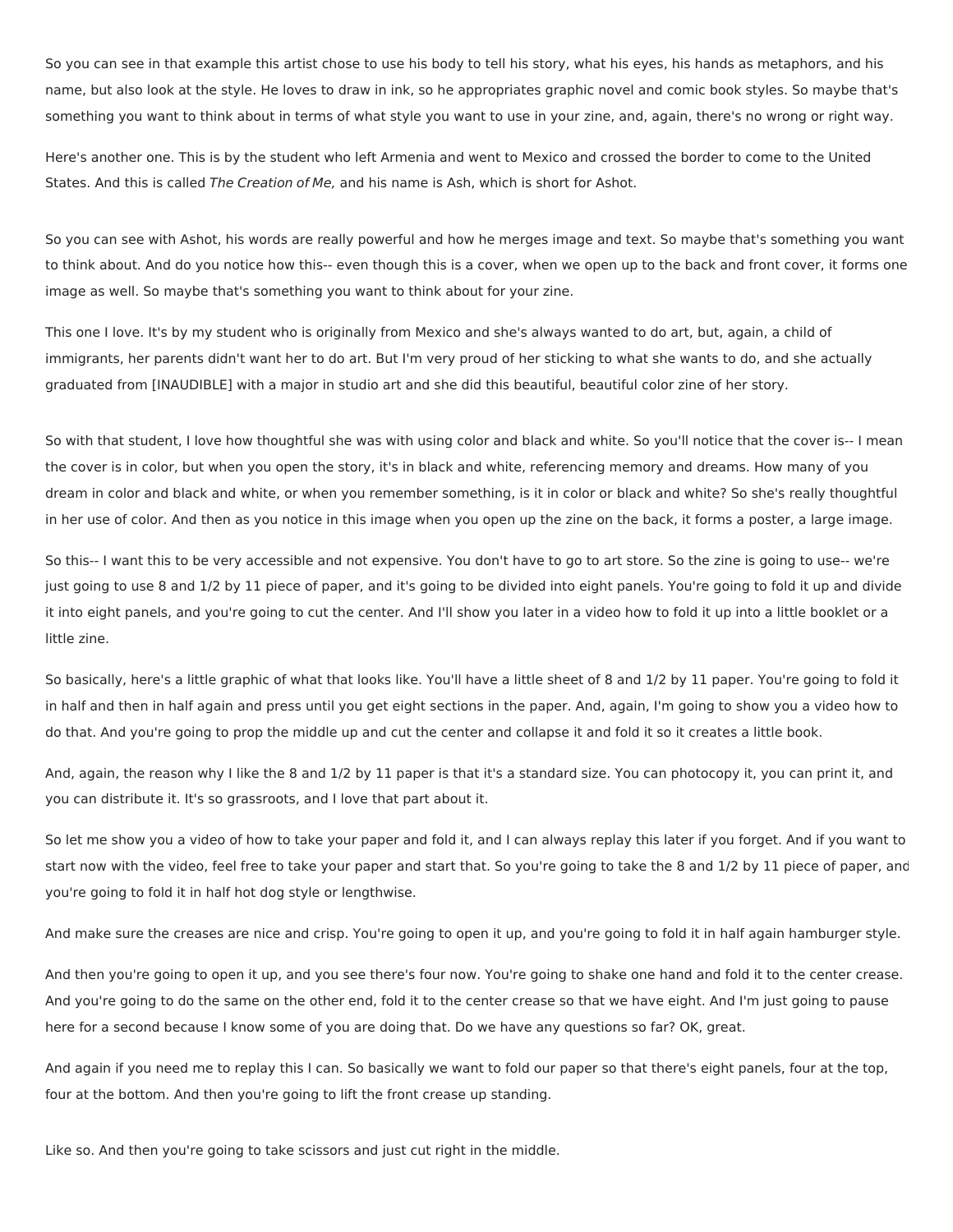So you can see in that example this artist chose to use his body to tell his story, what his eyes, his hands as metaphors, and his name, but also look at the style. He loves to draw in ink, so he appropriates graphic novel and comic book styles. So maybe that's something you want to think about in terms of what style you want to use in your zine, and, again, there's no wrong or right way.

Here's another one. This is by the student who left Armenia and went to Mexico and crossed the border to come to the United States. And this is called *The Creation of Me,* and his name is Ash, which is short for Ashot.

So you can see with Ashot, his words are really powerful and how he merges image and text. So maybe that's something you want to think about. And do you notice how this-- even though this is a cover, when we open up to the back and front cover, it forms one image as well. So maybe that's something you want to think about for your zine.

This one I love. It's by my student who is originally from Mexico and she's always wanted to do art, but, again, a child of immigrants, her parents didn't want her to do art. But I'm very proud of her sticking to what she wants to do, and she actually graduated from [INAUDIBLE] with a major in studio art and she did this beautiful, beautiful color zine of her story.

So with that student, I love how thoughtful she was with using color and black and white. So you'll notice that the cover is-- I mean the cover is in color, but when you open the story, it's in black and white, referencing memory and dreams. How many of you dream in color and black and white, or when you remember something, is it in color or black and white? So she's really thoughtful in her use of color. And then as you notice in this image when you open up the zine on the back, it forms a poster, a large image.

So this-- I want this to be very accessible and not expensive. You don't have to go to art store. So the zine is going to use-- we're just going to use 8 and 1/2 by 11 piece of paper, and it's going to be divided into eight panels. You're going to fold it up and divide it into eight panels, and you're going to cut the center. And I'll show you later in a video how to fold it up into a little booklet or a little zine.

So basically, here's a little graphic of what that looks like. You'll have a little sheet of 8 and 1/2 by 11 paper. You're going to fold it in half and then in half again and press until you get eight sections in the paper. And, again, I'm going to show you a video how to do that. And you're going to prop the middle up and cut the center and collapse it and fold it so it creates a little book.

And, again, the reason why I like the 8 and 1/2 by 11 paper is that it's a standard size. You can photocopy it, you can print it, and you can distribute it. It's so grassroots, and I love that part about it.

So let me show you a video of how to take your paper and fold it, and I can always replay this later if you forget. And if you want to start now with the video, feel free to take your paper and start that. So you're going to take the 8 and 1/2 by 11 piece of paper, and you're going to fold it in half hot dog style or lengthwise.

And make sure the creases are nice and crisp. You're going to open it up, and you're going to fold it in half again hamburger style.

And then you're going to open it up, and you see there's four now. You're going to shake one hand and fold it to the center crease. And you're going to do the same on the other end, fold it to the center crease so that we have eight. And I'm just going to pause here for a second because I know some of you are doing that. Do we have any questions so far? OK, great.

And again if you need me to replay this I can. So basically we want to fold our paper so that there's eight panels, four at the top, four at the bottom. And then you're going to lift the front crease up standing.

Like so. And then you're going to take scissors and just cut right in the middle.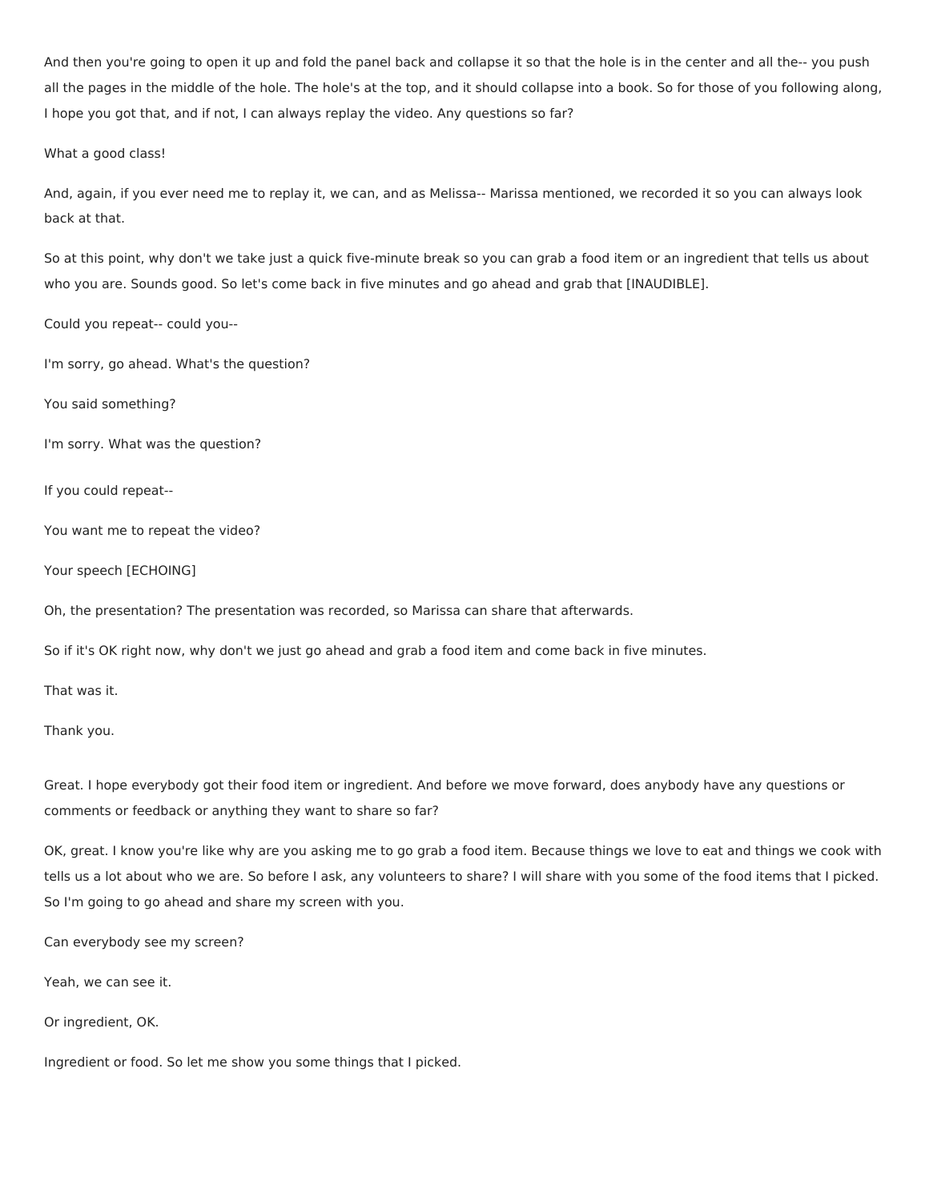And then you're going to open it up and fold the panel back and collapse it so that the hole is in the center and all the-- you push all the pages in the middle of the hole. The hole's at the top, and it should collapse into a book. So for those of you following along, I hope you got that, and if not, I can always replay the video. Any questions so far?

What a good class!

And, again, if you ever need me to replay it, we can, and as Melissa-- Marissa mentioned, we recorded it so you can always look back at that.

So at this point, why don't we take just a quick five-minute break so you can grab a food item or an ingredient that tells us about who you are. Sounds good. So let's come back in five minutes and go ahead and grab that [INAUDIBLE].

Could you repeat-- could you--

I'm sorry, go ahead. What's the question?

You said something?

I'm sorry. What was the question?

If you could repeat--

You want me to repeat the video?

Your speech [ECHOING]

Oh, the presentation? The presentation was recorded, so Marissa can share that afterwards.

So if it's OK right now, why don't we just go ahead and grab a food item and come back in five minutes.

That was it.

Thank you.

Great. I hope everybody got their food item or ingredient. And before we move forward, does anybody have any questions or comments or feedback or anything they want to share so far?

OK, great. I know you're like why are you asking me to go grab a food item. Because things we love to eat and things we cook with tells us a lot about who we are. So before I ask, any volunteers to share? I will share with you some of the food items that I picked. So I'm going to go ahead and share my screen with you.

Can everybody see my screen?

Yeah, we can see it.

Or ingredient, OK.

Ingredient or food. So let me show you some things that I picked.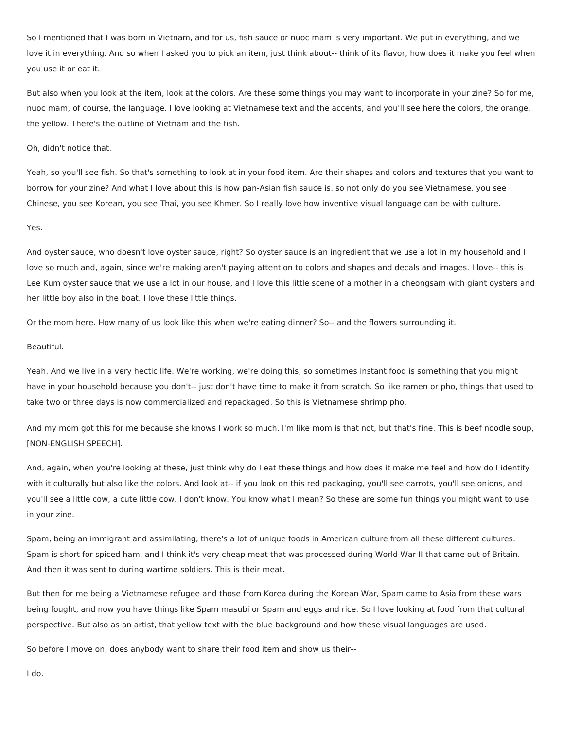So I mentioned that I was born in Vietnam, and for us, fish sauce or nuoc mam is very important. We put in everything, and we love it in everything. And so when I asked you to pick an item, just think about-- think of its flavor, how does it make you feel when you use it or eat it.

But also when you look at the item, look at the colors. Are these some things you may want to incorporate in your zine? So for me, nuoc mam, of course, the language. I love looking at Vietnamese text and the accents, and you'll see here the colors, the orange, the yellow. There's the outline of Vietnam and the fish.

Oh, didn't notice that.

Yeah, so you'll see fish. So that's something to look at in your food item. Are their shapes and colors and textures that you want to borrow for your zine? And what I love about this is how pan-Asian fish sauce is, so not only do you see Vietnamese, you see Chinese, you see Korean, you see Thai, you see Khmer. So I really love how inventive visual language can be with culture.

Yes.

And oyster sauce, who doesn't love oyster sauce, right? So oyster sauce is an ingredient that we use a lot in my household and I love so much and, again, since we're making aren't paying attention to colors and shapes and decals and images. I love-- this is Lee Kum oyster sauce that we use a lot in our house, and I love this little scene of a mother in a cheongsam with giant oysters and her little boy also in the boat. I love these little things.

Or the mom here. How many of us look like this when we're eating dinner? So-- and the flowers surrounding it.

Beautiful.

Yeah. And we live in a very hectic life. We're working, we're doing this, so sometimes instant food is something that you might have in your household because you don't-- just don't have time to make it from scratch. So like ramen or pho, things that used to take two or three days is now commercialized and repackaged. So this is Vietnamese shrimp pho.

And my mom got this for me because she knows I work so much. I'm like mom is that not, but that's fine. This is beef noodle soup, [NON-ENGLISH SPEECH].

And, again, when you're looking at these, just think why do I eat these things and how does it make me feel and how do I identify with it culturally but also like the colors. And look at-- if you look on this red packaging, you'll see carrots, you'll see onions, and you'll see a little cow, a cute little cow. I don't know. You know what I mean? So these are some fun things you might want to use in your zine.

Spam, being an immigrant and assimilating, there's a lot of unique foods in American culture from all these different cultures. Spam is short for spiced ham, and I think it's very cheap meat that was processed during World War II that came out of Britain. And then it was sent to during wartime soldiers. This is their meat.

But then for me being a Vietnamese refugee and those from Korea during the Korean War, Spam came to Asia from these wars being fought, and now you have things like Spam masubi or Spam and eggs and rice. So I love looking at food from that cultural perspective. But also as an artist, that yellow text with the blue background and how these visual languages are used.

So before I move on, does anybody want to share their food item and show us their--

I do.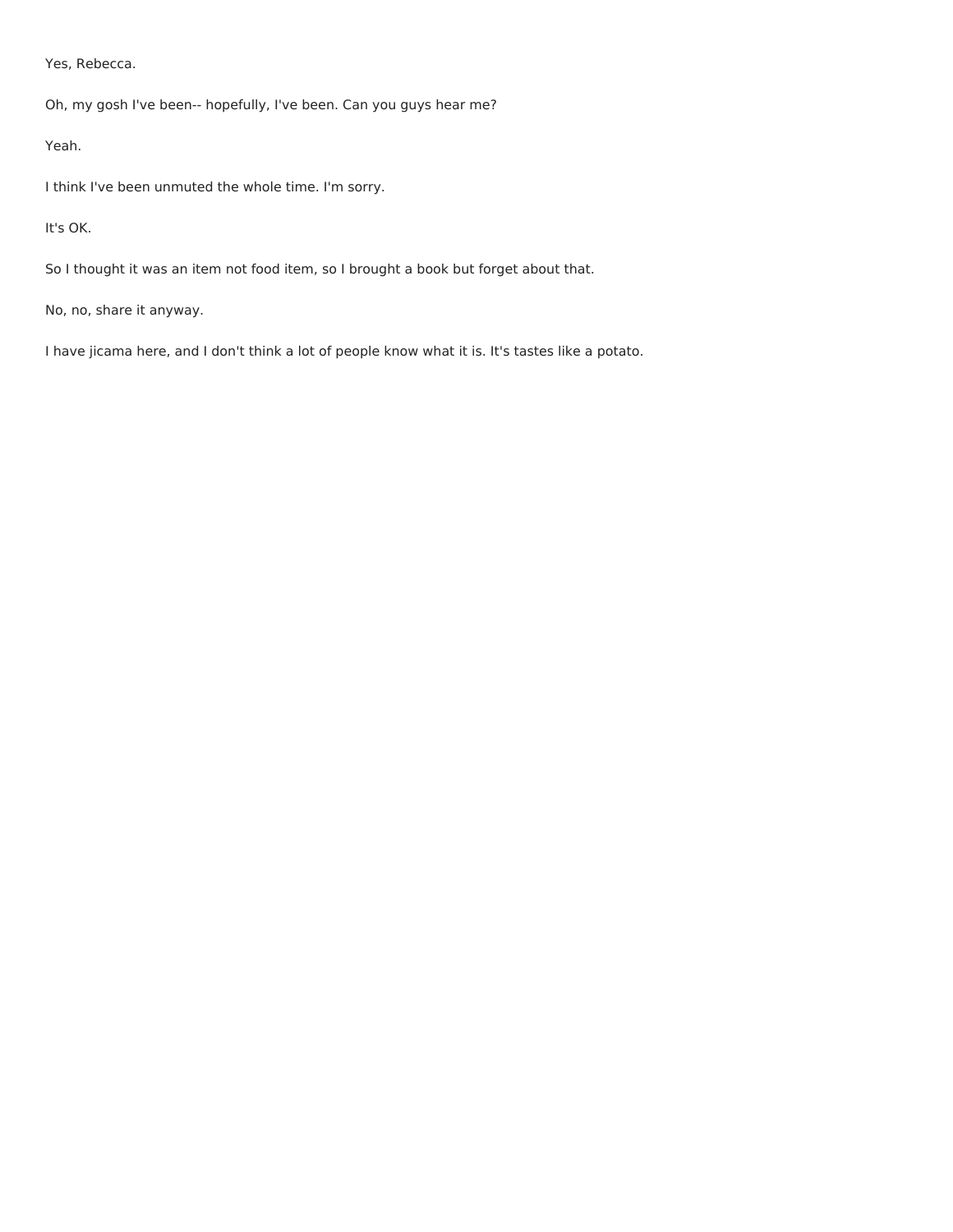Yes, Rebecca.

Oh, my gosh I've been-- hopefully, I've been. Can you guys hear me?

Yeah.

I think I've been unmuted the whole time. I'm sorry.

It's OK.

So I thought it was an item not food item, so I brought a book but forget about that.

No, no, share it anyway.

I have jicama here, and I don't think a lot of people know what it is. It's tastes like a potato.